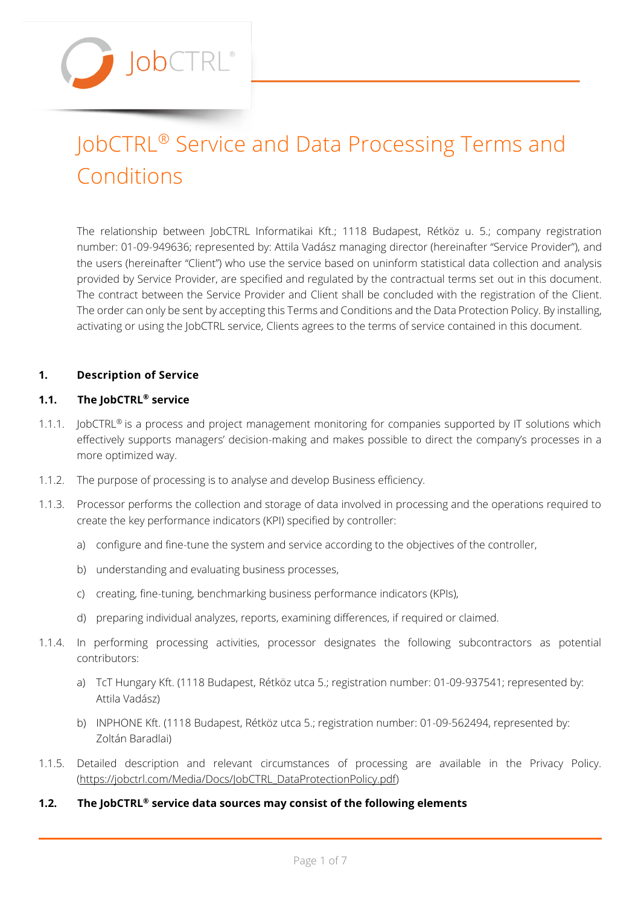# JobCTRL® Service and Data Processing Terms and Conditions

The relationship between JobCTRL Informatikai Kft.; 1118 Budapest, Rétköz u. 5.; company registration number: 01-09-949636; represented by: Attila Vadász managing director (hereinafter "Service Provider"), and the users (hereinafter "Client") who use the service based on uninform statistical data collection and analysis provided by Service Provider, are specified and regulated by the contractual terms set out in this document. The contract between the Service Provider and Client shall be concluded with the registration of the Client. The order can only be sent by accepting this Terms and Conditions and the Data Protection Policy. By installing, activating or using the JobCTRL service, Clients agrees to the terms of service contained in this document.

## 1. Description of Service

### 1.1. The JobCTRL® service

1.1.1. JobCTRL® is a process and project management monitoring for companies supported by IT solutions which effectively supports managers' decision-making and makes possible to direct the company's processes in a more optimized way.

1.1.2. The purpose of processing is to analyse and develop Business efficiency.

1.1.3. Processor performs the collection and storage of data involved in processing and the operations required to create the key performance indicators (KPI) specified by controller:

a) configure and fine-tune the system and service according to the objectives of the controller,

b) understanding and evaluating business processes,

c) creating, fine-tuning, benchmarking business performance indicators (KPIs),

d) preparing individual analyzes, reports, examining differences, if required or claimed.

1.1.4. In performing processing activities, processor designates the following subcontractors as potential contributors:

a) TcT Hungary Kft. (1118 Budapest, Rétköz utca 5.; registration number: 01-09-937541; represented by: Attila Vadász)

b) INPHONE Kft. (1118 Budapest, Rétköz utca 5.; registration number: 01-09-562494, represented by: Zoltán Baradlai)

1.1.5. Detailed description and relevant circumstances of processing are available in the Privacy Policy. (https://jobctrl.com/Media/Docs/JobCTRL_DataProtectionPolicy.pdf)

### 1.2. The JobCTRL® service data sources may consist of the following elements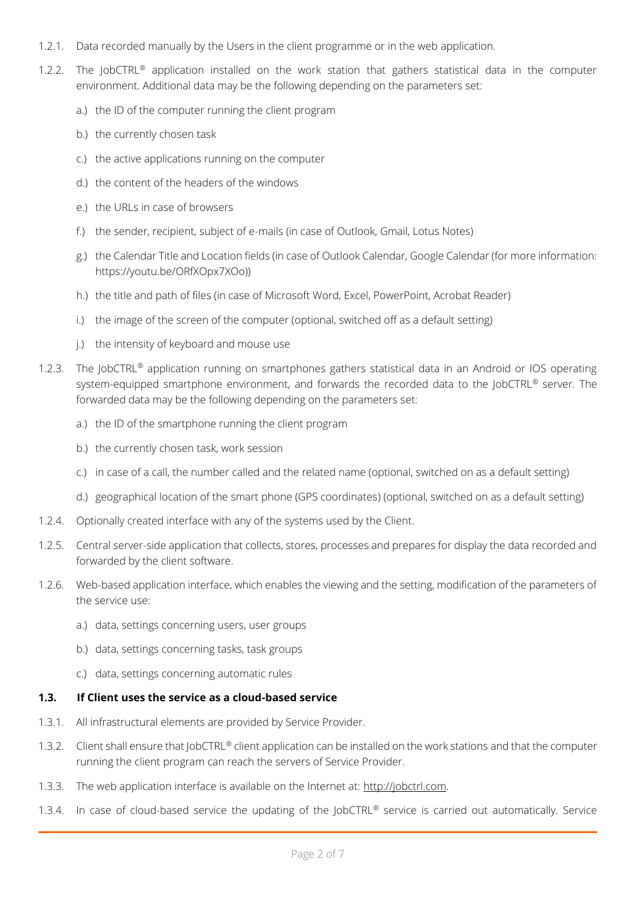1.2.1. Data recorded manually by the Users in the client programme or in the web application.

1.2.2. The JobCTRL® application installed on the work station that gathers statistical data in the computer environment. Additional data may be the following depending on the parameters set:

a.) the ID of the computer running the client program

b.) the currently chosen task

c.) the active applications running on the computer

d.) the content of the headers of the windows

e.) the URLs in case of browsers

f.) the sender, recipient, subject of e-mails (in case of Outlook, Gmail, Lotus Notes)

g.) the Calendar Title and Location fields (in case of Outlook Calendar, Google Calendar (for more information: https://youtu.be/ORfXOpx7XOo))

h.) the title and path of files (in case of Microsoft Word, Excel, PowerPoint, Acrobat Reader)

i.) the image of the screen of the computer (optional, switched off as a default setting)

j.) the intensity of keyboard and mouse use

1.2.3. The JobCTRL® application running on smartphones gathers statistical data in an Android or IOS operating system-equipped smartphone environment, and forwards the recorded data to the JobCTRL® server. The forwarded data may be the following depending on the parameters set:

a.) the ID of the smartphone running the client program

b.) the currently chosen task, work session

c.) in case of a call, the number called and the related name (optional, switched on as a default setting)

d.) geographical location of the smart phone (GPS coordinates) (optional, switched on as a default setting)

1.2.4. Optionally created interface with any of the systems used by the Client.

1.2.5. Central server-side application that collects, stores, processes and prepares for display the data recorded and forwarded by the client software.

1.2.6. Web-based application interface, which enables the viewing and the setting, modification of the parameters of the service use:

a.) data, settings concerning users, user groups

b.) data, settings concerning tasks, task groups

c.) data, settings concerning automatic rules

### 1.3. If Client uses the service as a cloud-based service

1.3.1. All infrastructural elements are provided by Service Provider.

1.3.2. Client shall ensure that JobCTRL® client application can be installed on the work stations and that the computer running the client program can reach the servers of Service Provider.

1.3.3. The web application interface is available on the Internet at: http://jobctrl.com.

1.3.4. In case of cloud-based service the updating of the JobCTRL® service is carried out automatically. Service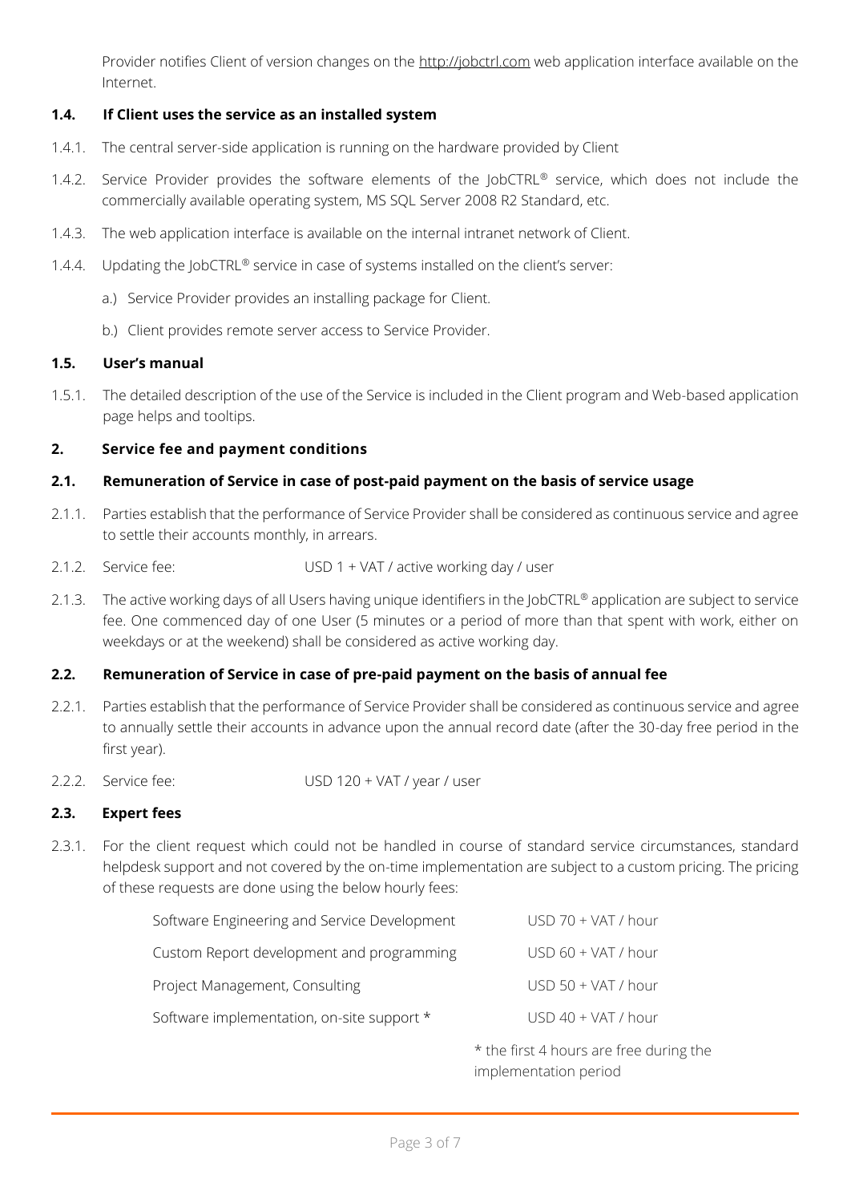Provider notifies Client of version changes on the http://jobctrl.com web application interface available on the Internet.

### 1.4. If Client uses the service as an installed system

1.4.1. The central server-side application is running on the hardware provided by Client

1.4.2. Service Provider provides the software elements of the JobCTRL® service, which does not include the commercially available operating system, MS SQL Server 2008 R2 Standard, etc.

1.4.3. The web application interface is available on the internal intranet network of Client.

1.4.4. Updating the JobCTRL® service in case of systems installed on the client's server:

a.) Service Provider provides an installing package for Client.

b.) Client provides remote server access to Service Provider.

### 1.5. User's manual

1.5.1. The detailed description of the use of the Service is included in the Client program and Web-based application page helps and tooltips.

## 2. Service fee and payment conditions

### 2.1. Remuneration of Service in case of post-paid payment on the basis of service usage

2.1.1. Parties establish that the performance of Service Provider shall be considered as continuous service and agree to settle their accounts monthly, in arrears.

2.1.2. Service fee: USD 1 + VAT / active working day / user

2.1.3. The active working days of all Users having unique identifiers in the JobCTRL® application are subject to service fee. One commenced day of one User (5 minutes or a period of more than that spent with work, either on weekdays or at the weekend) shall be considered as active working day.

### 2.2. Remuneration of Service in case of pre-paid payment on the basis of annual fee

2.2.1. Parties establish that the performance of Service Provider shall be considered as continuous service and agree to annually settle their accounts in advance upon the annual record date (after the 30-day free period in the first year).

2.2.2. Service fee: USD 120 + VAT / year / user

### 2.3. Expert fees

2.3.1. For the client request which could not be handled in course of standard service circumstances, standard helpdesk support and not covered by the on-time implementation are subject to a custom pricing. The pricing of these requests are done using the below hourly fees:

| | |
|---|---|
| Software Engineering and Service Development | USD 70 + VAT / hour |
| Custom Report development and programming | USD 60 + VAT / hour |
| Project Management, Consulting | USD 50 + VAT / hour |
| Software implementation, on-site support * | USD 40 + VAT / hour |

\* the first 4 hours are free during the implementation period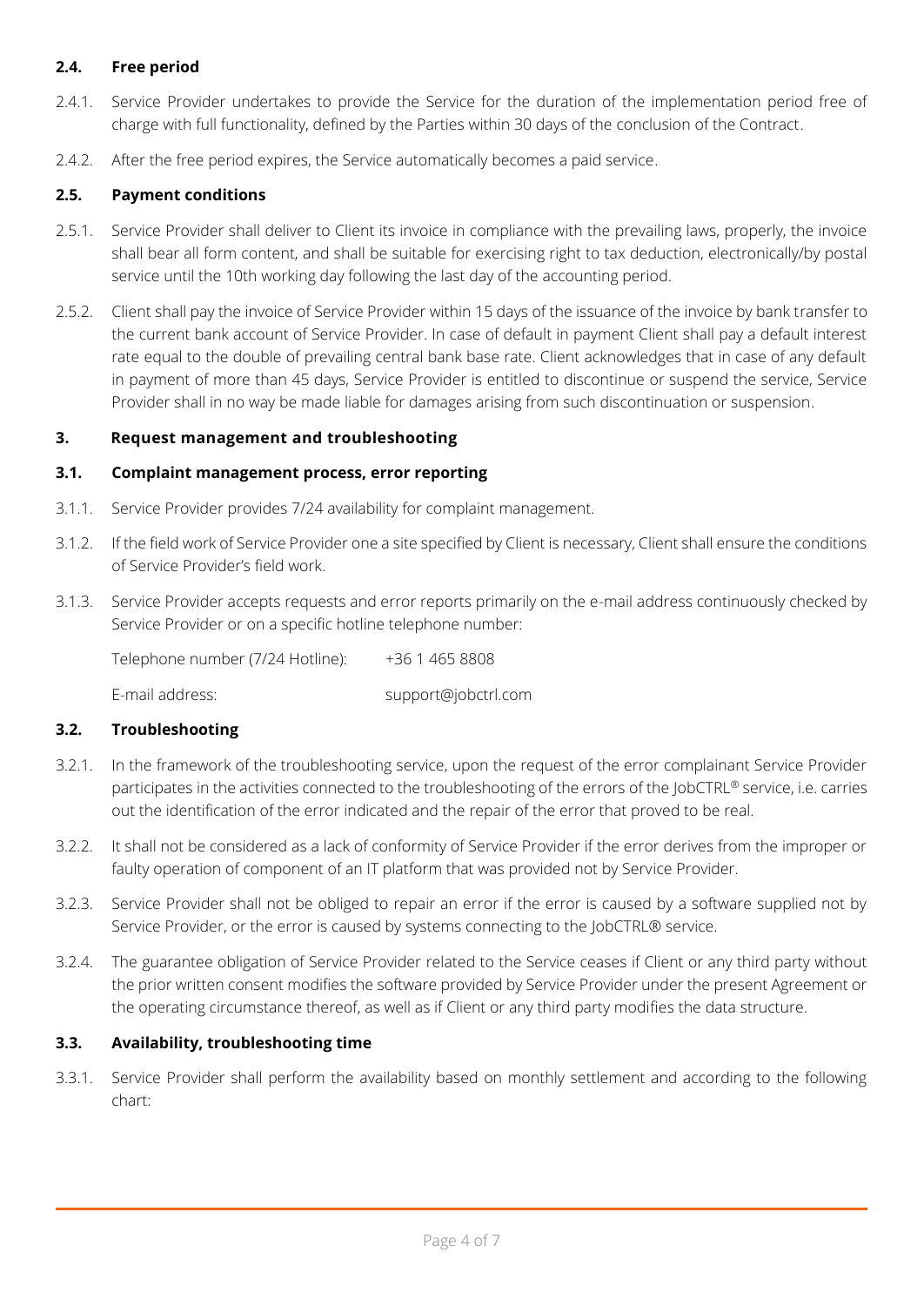### 2.4. Free period

2.4.1. Service Provider undertakes to provide the Service for the duration of the implementation period free of charge with full functionality, defined by the Parties within 30 days of the conclusion of the Contract.

2.4.2. After the free period expires, the Service automatically becomes a paid service.

### 2.5. Payment conditions

2.5.1. Service Provider shall deliver to Client its invoice in compliance with the prevailing laws, properly, the invoice shall bear all form content, and shall be suitable for exercising right to tax deduction, electronically/by postal service until the 10th working day following the last day of the accounting period.

2.5.2. Client shall pay the invoice of Service Provider within 15 days of the issuance of the invoice by bank transfer to the current bank account of Service Provider. In case of default in payment Client shall pay a default interest rate equal to the double of prevailing central bank base rate. Client acknowledges that in case of any default in payment of more than 45 days, Service Provider is entitled to discontinue or suspend the service, Service Provider shall in no way be made liable for damages arising from such discontinuation or suspension.

## 3. Request management and troubleshooting

### 3.1. Complaint management process, error reporting

3.1.1. Service Provider provides 7/24 availability for complaint management.

3.1.2. If the field work of Service Provider one a site specified by Client is necessary, Client shall ensure the conditions of Service Provider's field work.

3.1.3. Service Provider accepts requests and error reports primarily on the e-mail address continuously checked by Service Provider or on a specific hotline telephone number:

Telephone number (7/24 Hotline): +36 1 465 8808

E-mail address: support@jobctrl.com

### 3.2. Troubleshooting

3.2.1. In the framework of the troubleshooting service, upon the request of the error complainant Service Provider participates in the activities connected to the troubleshooting of the errors of the JobCTRL® service, i.e. carries out the identification of the error indicated and the repair of the error that proved to be real.

3.2.2. It shall not be considered as a lack of conformity of Service Provider if the error derives from the improper or faulty operation of component of an IT platform that was provided not by Service Provider.

3.2.3. Service Provider shall not be obliged to repair an error if the error is caused by a software supplied not by Service Provider, or the error is caused by systems connecting to the JobCTRL® service.

3.2.4. The guarantee obligation of Service Provider related to the Service ceases if Client or any third party without the prior written consent modifies the software provided by Service Provider under the present Agreement or the operating circumstance thereof, as well as if Client or any third party modifies the data structure.

### 3.3. Availability, troubleshooting time

3.3.1. Service Provider shall perform the availability based on monthly settlement and according to the following chart: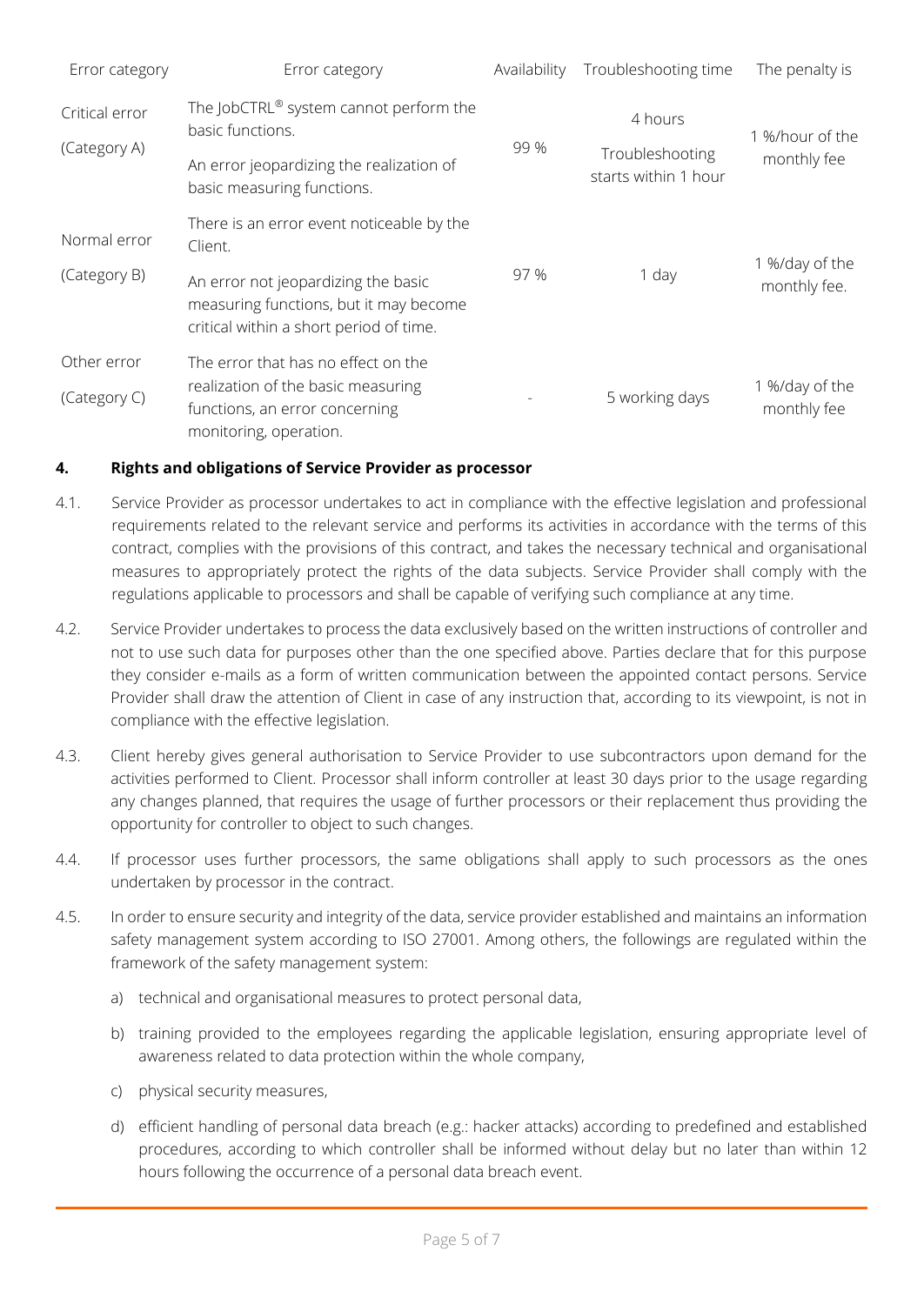| Error category | Error category | Availability | Troubleshooting time | The penalty is |
| --- | --- | --- | --- | --- |
| Critical error (Category A) | The JobCTRL® system cannot perform the basic functions. An error jeopardizing the realization of basic measuring functions. | 99 % | 4 hours Troubleshooting starts within 1 hour | 1 %/hour of the monthly fee |
| Normal error (Category B) | There is an error event noticeable by the Client. An error not jeopardizing the basic measuring functions, but it may become critical within a short period of time. | 97 % | 1 day | 1 %/day of the monthly fee. |
| Other error (Category C) | The error that has no effect on the realization of the basic measuring functions, an error concerning monitoring, operation. | - | 5 working days | 1 %/day of the monthly fee |

## 4. Rights and obligations of Service Provider as processor

4.1. Service Provider as processor undertakes to act in compliance with the effective legislation and professional requirements related to the relevant service and performs its activities in accordance with the terms of this contract, complies with the provisions of this contract, and takes the necessary technical and organisational measures to appropriately protect the rights of the data subjects. Service Provider shall comply with the regulations applicable to processors and shall be capable of verifying such compliance at any time.

4.2. Service Provider undertakes to process the data exclusively based on the written instructions of controller and not to use such data for purposes other than the one specified above. Parties declare that for this purpose they consider e-mails as a form of written communication between the appointed contact persons. Service Provider shall draw the attention of Client in case of any instruction that, according to its viewpoint, is not in compliance with the effective legislation.

4.3. Client hereby gives general authorisation to Service Provider to use subcontractors upon demand for the activities performed to Client. Processor shall inform controller at least 30 days prior to the usage regarding any changes planned, that requires the usage of further processors or their replacement thus providing the opportunity for controller to object to such changes.

4.4. If processor uses further processors, the same obligations shall apply to such processors as the ones undertaken by processor in the contract.

4.5. In order to ensure security and integrity of the data, service provider established and maintains an information safety management system according to ISO 27001. Among others, the followings are regulated within the framework of the safety management system:

a) technical and organisational measures to protect personal data,

b) training provided to the employees regarding the applicable legislation, ensuring appropriate level of awareness related to data protection within the whole company,

c) physical security measures,

d) efficient handling of personal data breach (e.g.: hacker attacks) according to predefined and established procedures, according to which controller shall be informed without delay but no later than within 12 hours following the occurrence of a personal data breach event.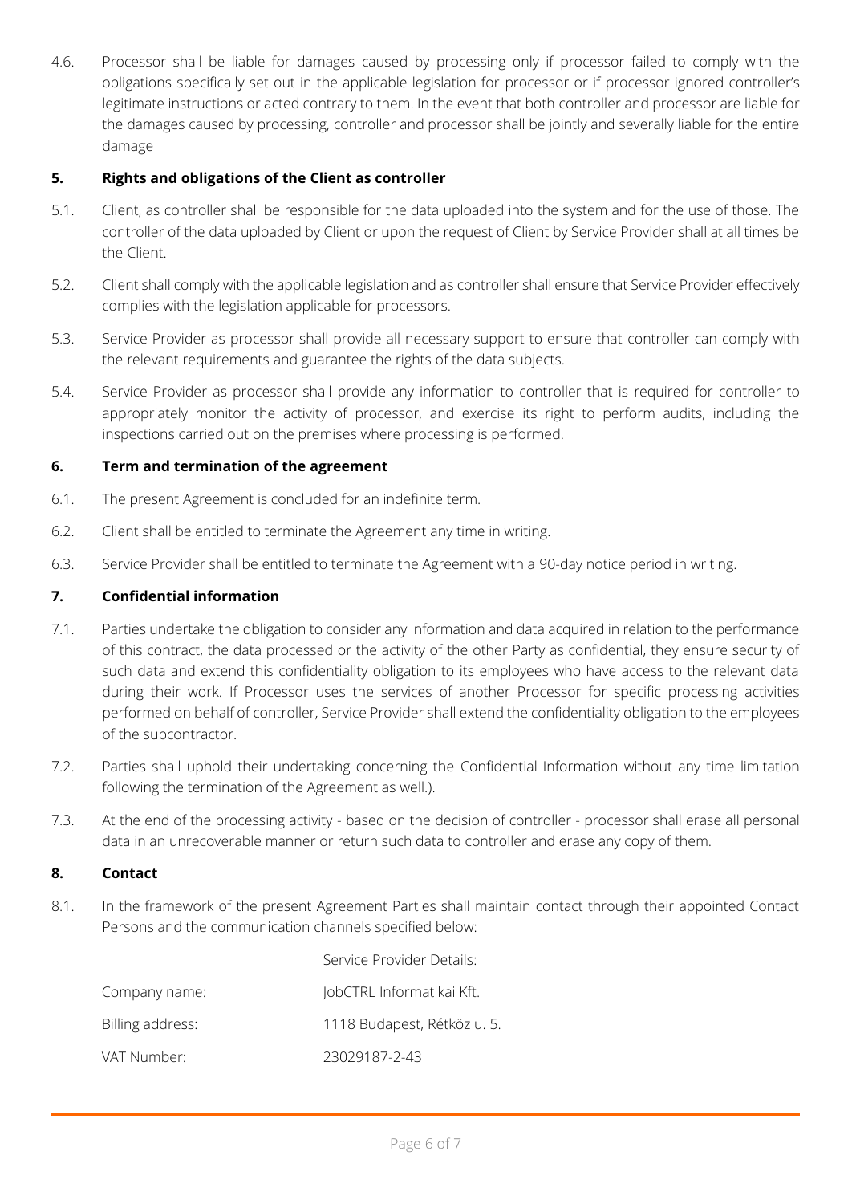4.6. Processor shall be liable for damages caused by processing only if processor failed to comply with the obligations specifically set out in the applicable legislation for processor or if processor ignored controller's legitimate instructions or acted contrary to them. In the event that both controller and processor are liable for the damages caused by processing, controller and processor shall be jointly and severally liable for the entire damage

## 5. Rights and obligations of the Client as controller

5.1. Client, as controller shall be responsible for the data uploaded into the system and for the use of those. The controller of the data uploaded by Client or upon the request of Client by Service Provider shall at all times be the Client.

5.2. Client shall comply with the applicable legislation and as controller shall ensure that Service Provider effectively complies with the legislation applicable for processors.

5.3. Service Provider as processor shall provide all necessary support to ensure that controller can comply with the relevant requirements and guarantee the rights of the data subjects.

5.4. Service Provider as processor shall provide any information to controller that is required for controller to appropriately monitor the activity of processor, and exercise its right to perform audits, including the inspections carried out on the premises where processing is performed.

## 6. Term and termination of the agreement

6.1. The present Agreement is concluded for an indefinite term.

6.2. Client shall be entitled to terminate the Agreement any time in writing.

6.3. Service Provider shall be entitled to terminate the Agreement with a 90-day notice period in writing.

## 7. Confidential information

7.1. Parties undertake the obligation to consider any information and data acquired in relation to the performance of this contract, the data processed or the activity of the other Party as confidential, they ensure security of such data and extend this confidentiality obligation to its employees who have access to the relevant data during their work. If Processor uses the services of another Processor for specific processing activities performed on behalf of controller, Service Provider shall extend the confidentiality obligation to the employees of the subcontractor.

7.2. Parties shall uphold their undertaking concerning the Confidential Information without any time limitation following the termination of the Agreement as well.).

7.3. At the end of the processing activity - based on the decision of controller - processor shall erase all personal data in an unrecoverable manner or return such data to controller and erase any copy of them.

## 8. Contact

8.1. In the framework of the present Agreement Parties shall maintain contact through their appointed Contact Persons and the communication channels specified below:

| | Service Provider Details: |
|---|---|
| Company name: | JobCTRL Informatikai Kft. |
| Billing address: | 1118 Budapest, Rétköz u. 5. |
| VAT Number: | 23029187-2-43 |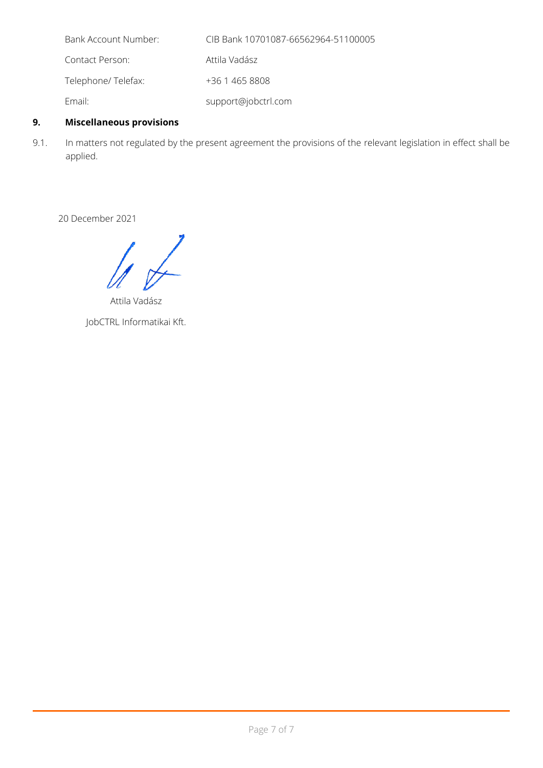| | |
|---|---|
| Bank Account Number: | CIB Bank 10701087-66562964-51100005 |
| Contact Person: | Attila Vadász |
| Telephone/ Telefax: | +36 1 465 8808 |
| Email: | support@jobctrl.com |

## 9. Miscellaneous provisions

9.1. In matters not regulated by the present agreement the provisions of the relevant legislation in effect shall be applied.

20 December 2021

Attila Vadász

JobCTRL Informatikai Kft.